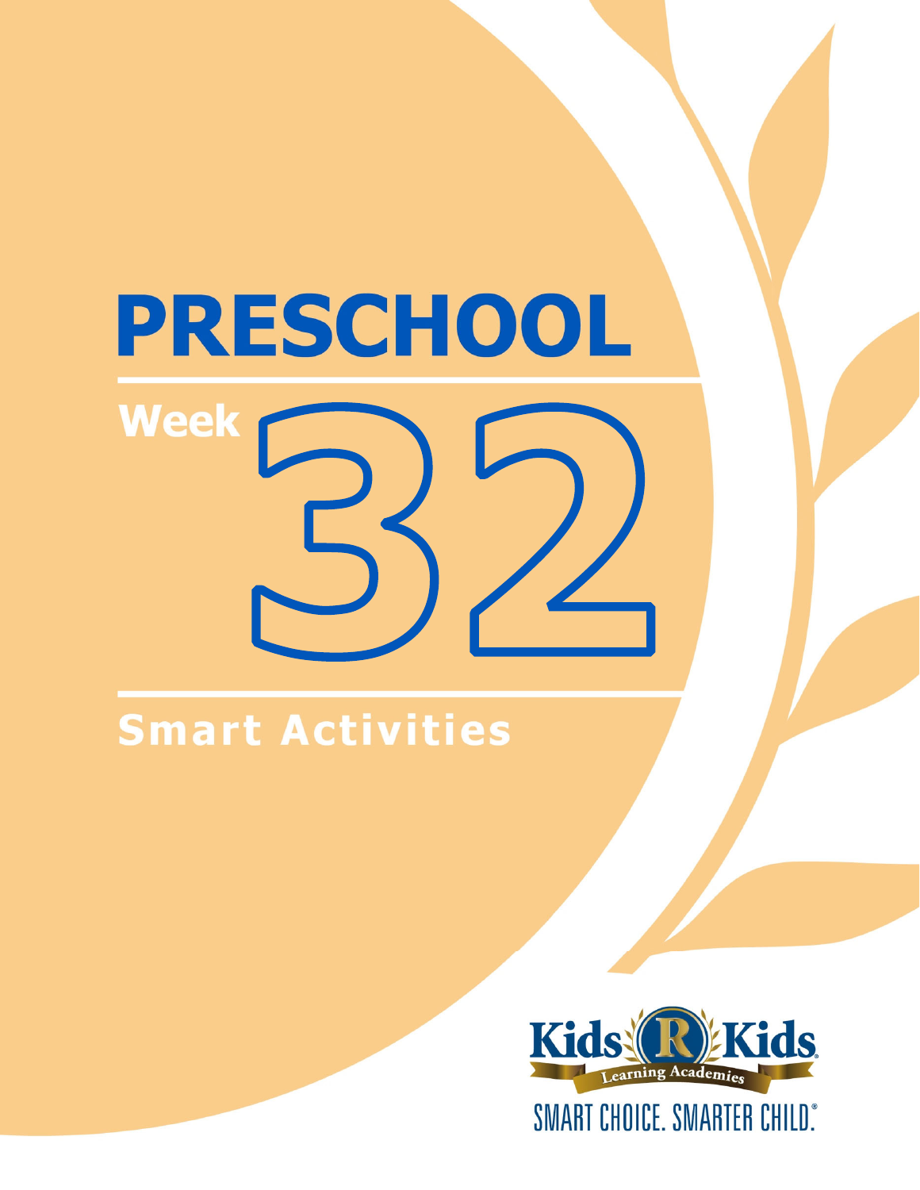# PRESCHOOL

## Week 32

## Smart Activities

Kids R Kids Learning Academies

SMART CHOICE. SMARTER CHILD.®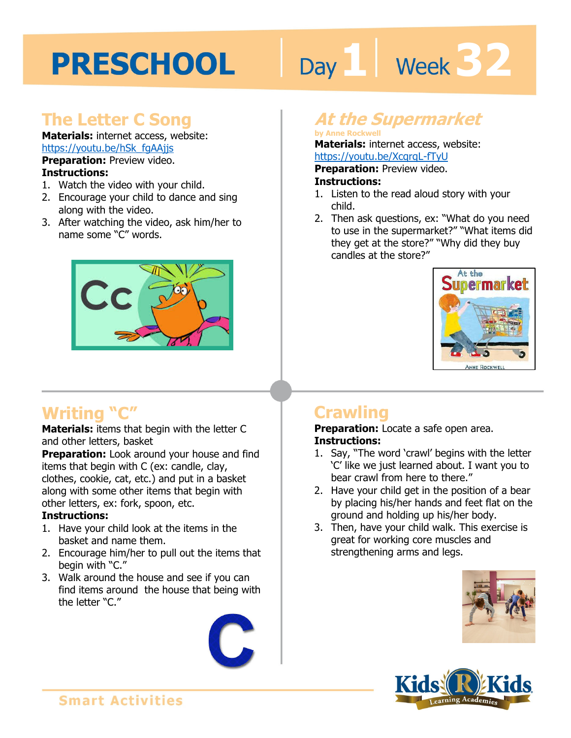# PRESCHOOL Day 1 | Week 32

## The Letter C Song

**Materials:** internet access, website: https://youtu.be/hSk_fgAAjjs

**Preparation:** Preview video.

**Instructions:**

1. Watch the video with your child.
2. Encourage your child to dance and sing along with the video.
3. After watching the video, ask him/her to name some "C" words.

## *At the Supermarket*

by Anne Rockwell

**Materials:** internet access, website: https://youtu.be/XcqrqL-fTyU

**Preparation:** Preview video.

**Instructions:**

1. Listen to the read aloud story with your child.
2. Then ask questions, ex: "What do you need to use in the supermarket?" "What items did they get at the store?" "Why did they buy candles at the store?"

## Writing "C"

**Materials:** items that begin with the letter C and other letters, basket

**Preparation:** Look around your house and find items that begin with C (ex: candle, clay, clothes, cookie, cat, etc.) and put in a basket along with some other items that begin with other letters, ex: fork, spoon, etc.

**Instructions:**

1. Have your child look at the items in the basket and name them.
2. Encourage him/her to pull out the items that begin with "C."
3. Walk around the house and see if you can find items around the house that being with the letter "C."

## Crawling

**Preparation:** Locate a safe open area.

**Instructions:**

1. Say, "The word 'crawl' begins with the letter 'C' like we just learned about. I want you to bear crawl from here to there."
2. Have your child get in the position of a bear by placing his/her hands and feet flat on the ground and holding up his/her body.
3. Then, have your child walk. This exercise is great for working core muscles and strengthening arms and legs.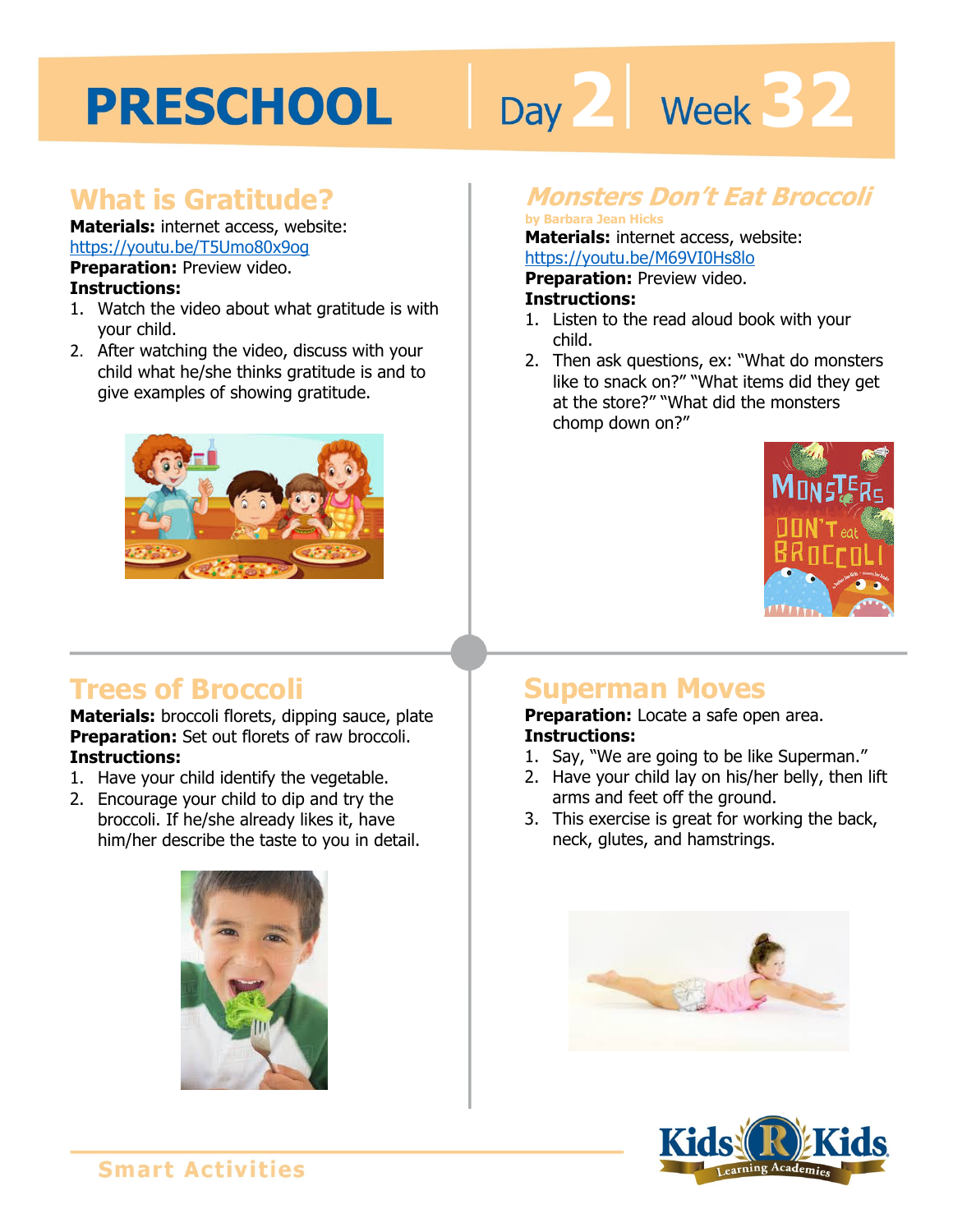# PRESCHOOL Day 2 Week 32

## What is Gratitude?

**Materials:** internet access, website: https://youtu.be/T5Umo80x9og

**Preparation:** Preview video.

**Instructions:**

1. Watch the video about what gratitude is with your child.
2. After watching the video, discuss with your child what he/she thinks gratitude is and to give examples of showing gratitude.

## *Monsters Don't Eat Broccoli*

**by Barbara Jean Hicks**

**Materials:** internet access, website: https://youtu.be/M69VI0Hs8lo

**Preparation:** Preview video.

**Instructions:**

1. Listen to the read aloud book with your child.
2. Then ask questions, ex: "What do monsters like to snack on?" "What items did they get at the store?" "What did the monsters chomp down on?"

## Trees of Broccoli

**Materials:** broccoli florets, dipping sauce, plate

**Preparation:** Set out florets of raw broccoli.

**Instructions:**

1. Have your child identify the vegetable.
2. Encourage your child to dip and try the broccoli. If he/she already likes it, have him/her describe the taste to you in detail.

## Superman Moves

**Preparation:** Locate a safe open area.

**Instructions:**

1. Say, "We are going to be like Superman."
2. Have your child lay on his/her belly, then lift arms and feet off the ground.
3. This exercise is great for working the back, neck, glutes, and hamstrings.

Smart Activities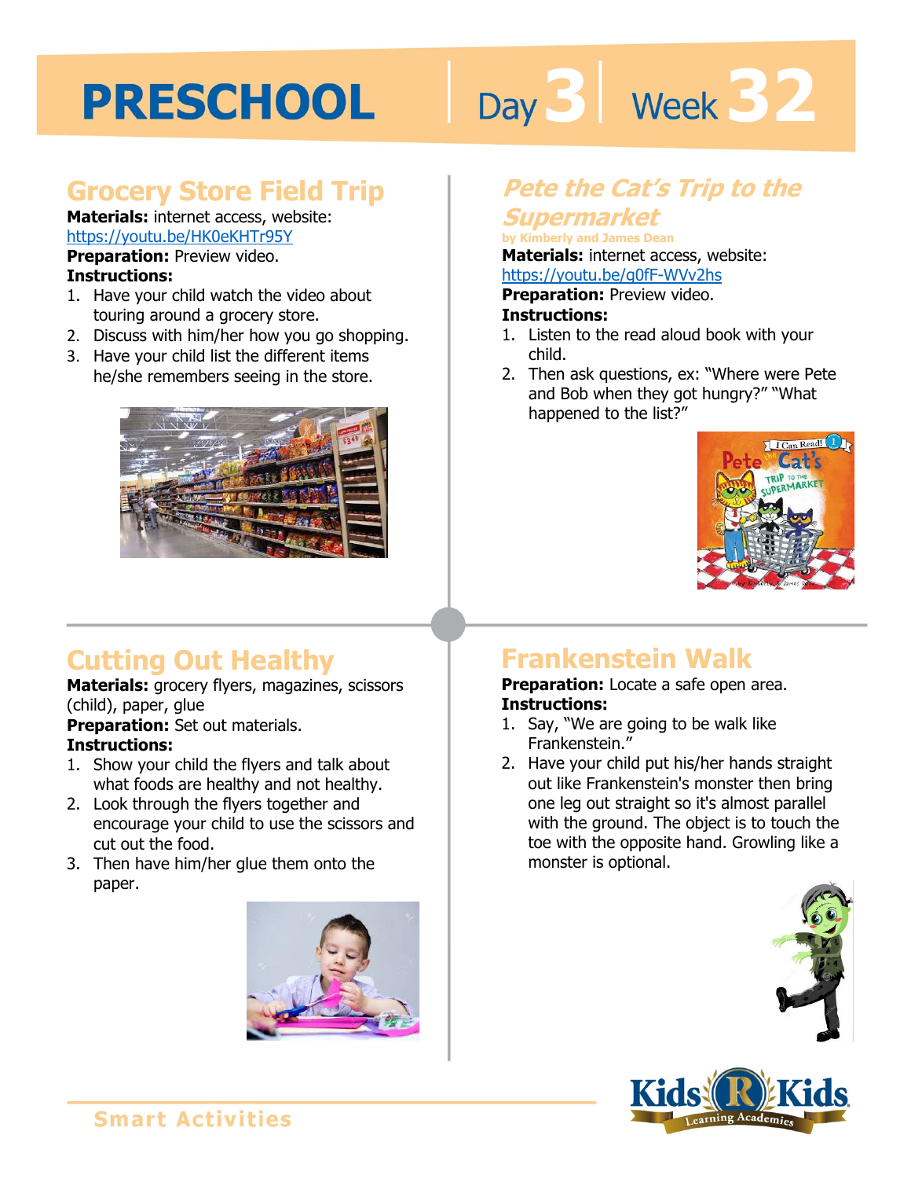# PRESCHOOL Day 3 Week 32

## Grocery Store Field Trip

**Materials:** internet access, website: https://youtu.be/HK0eKHTr95Y

**Preparation:** Preview video.

**Instructions:**

1. Have your child watch the video about touring around a grocery store.
2. Discuss with him/her how you go shopping.
3. Have your child list the different items he/she remembers seeing in the store.

## *Pete the Cat's Trip to the Supermarket*

by Kimberly and James Dean

**Materials:** internet access, website: https://youtu.be/g0fF-WVv2hs

**Preparation:** Preview video.

**Instructions:**

1. Listen to the read aloud book with your child.
2. Then ask questions, ex: "Where were Pete and Bob when they got hungry?" "What happened to the list?"

## Cutting Out Healthy

**Materials:** grocery flyers, magazines, scissors (child), paper, glue

**Preparation:** Set out materials.

**Instructions:**

1. Show your child the flyers and talk about what foods are healthy and not healthy.
2. Look through the flyers together and encourage your child to use the scissors and cut out the food.
3. Then have him/her glue them onto the paper.

## Frankenstein Walk

**Preparation:** Locate a safe open area.

**Instructions:**

1. Say, "We are going to be walk like Frankenstein."
2. Have your child put his/her hands straight out like Frankenstein's monster then bring one leg out straight so it's almost parallel with the ground. The object is to touch the toe with the opposite hand. Growling like a monster is optional.

Smart Activities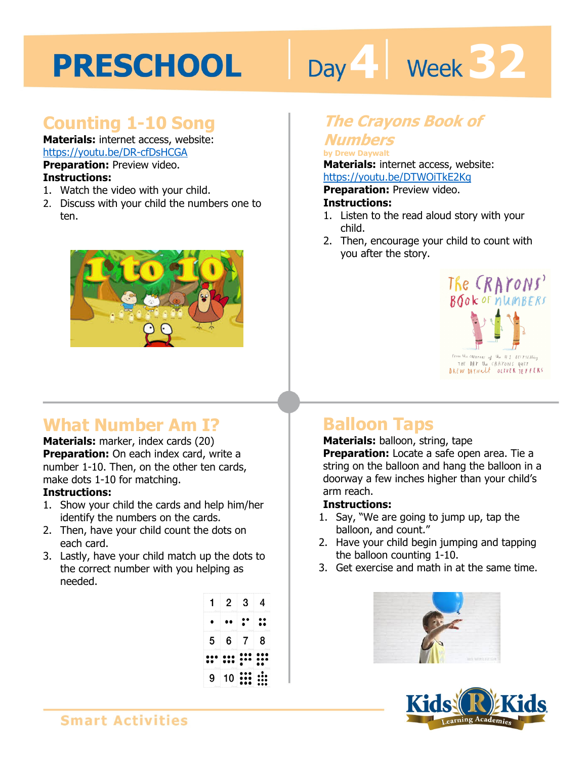# PRESCHOOL Day 4 Week 32

## Counting 1-10 Song

**Materials:** internet access, website: https://youtu.be/DR-cfDsHCGA

**Preparation:** Preview video.

**Instructions:**

1. Watch the video with your child.
2. Discuss with your child the numbers one to ten.

## *The Crayons Book of Numbers*

by Drew Daywalt

**Materials:** internet access, website: https://youtu.be/DTWOiTkE2Kg

**Preparation:** Preview video.

**Instructions:**

1. Listen to the read aloud story with your child.
2. Then, encourage your child to count with you after the story.

## What Number Am I?

**Materials:** marker, index cards (20)

**Preparation:** On each index card, write a number 1-10. Then, on the other ten cards, make dots 1-10 for matching.

**Instructions:**

1. Show your child the cards and help him/her identify the numbers on the cards.
2. Then, have your child count the dots on each card.
3. Lastly, have your child match up the dots to the correct number with you helping as needed.

## Balloon Taps

**Materials:** balloon, string, tape

**Preparation:** Locate a safe open area. Tie a string on the balloon and hang the balloon in a doorway a few inches higher than your child's arm reach.

**Instructions:**

1. Say, "We are going to jump up, tap the balloon, and count."
2. Have your child begin jumping and tapping the balloon counting 1-10.
3. Get exercise and math in at the same time.

Smart Activities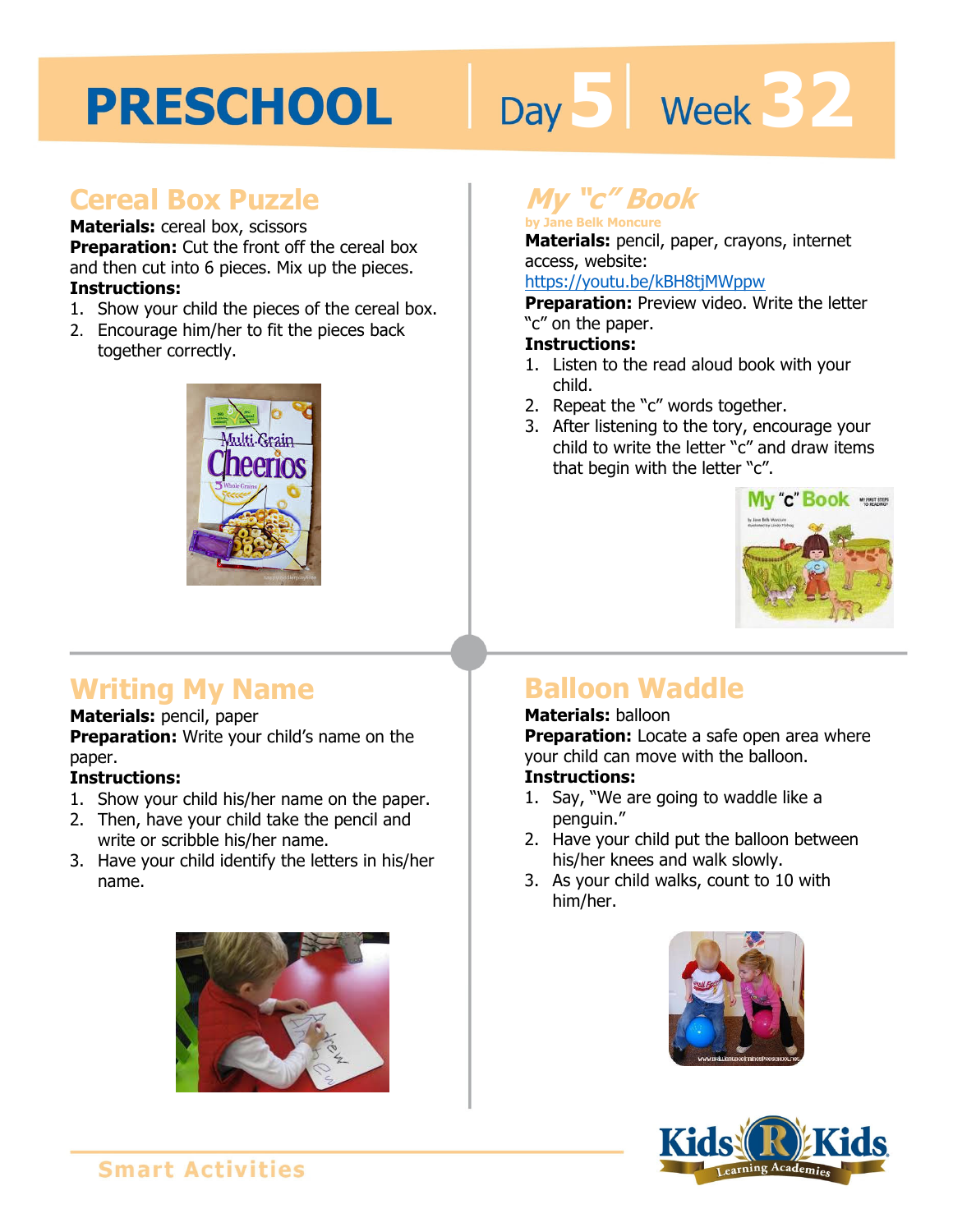# PRESCHOOL

Day 5 | Week 32

## Cereal Box Puzzle

**Materials:** cereal box, scissors

**Preparation:** Cut the front off the cereal box and then cut into 6 pieces. Mix up the pieces.

**Instructions:**

1. Show your child the pieces of the cereal box.
2. Encourage him/her to fit the pieces back together correctly.

## *My "c" Book*

**by Jane Belk Moncure**

**Materials:** pencil, paper, crayons, internet access, website: https://youtu.be/kBH8tjMWppw

**Preparation:** Preview video. Write the letter "c" on the paper.

**Instructions:**

1. Listen to the read aloud book with your child.
2. Repeat the "c" words together.
3. After listening to the tory, encourage your child to write the letter "c" and draw items that begin with the letter "c".

## Writing My Name

**Materials:** pencil, paper

**Preparation:** Write your child's name on the paper.

**Instructions:**

1. Show your child his/her name on the paper.
2. Then, have your child take the pencil and write or scribble his/her name.
3. Have your child identify the letters in his/her name.

## Balloon Waddle

**Materials:** balloon

**Preparation:** Locate a safe open area where your child can move with the balloon.

**Instructions:**

1. Say, "We are going to waddle like a penguin."
2. Have your child put the balloon between his/her knees and walk slowly.
3. As your child walks, count to 10 with him/her.

Smart Activities